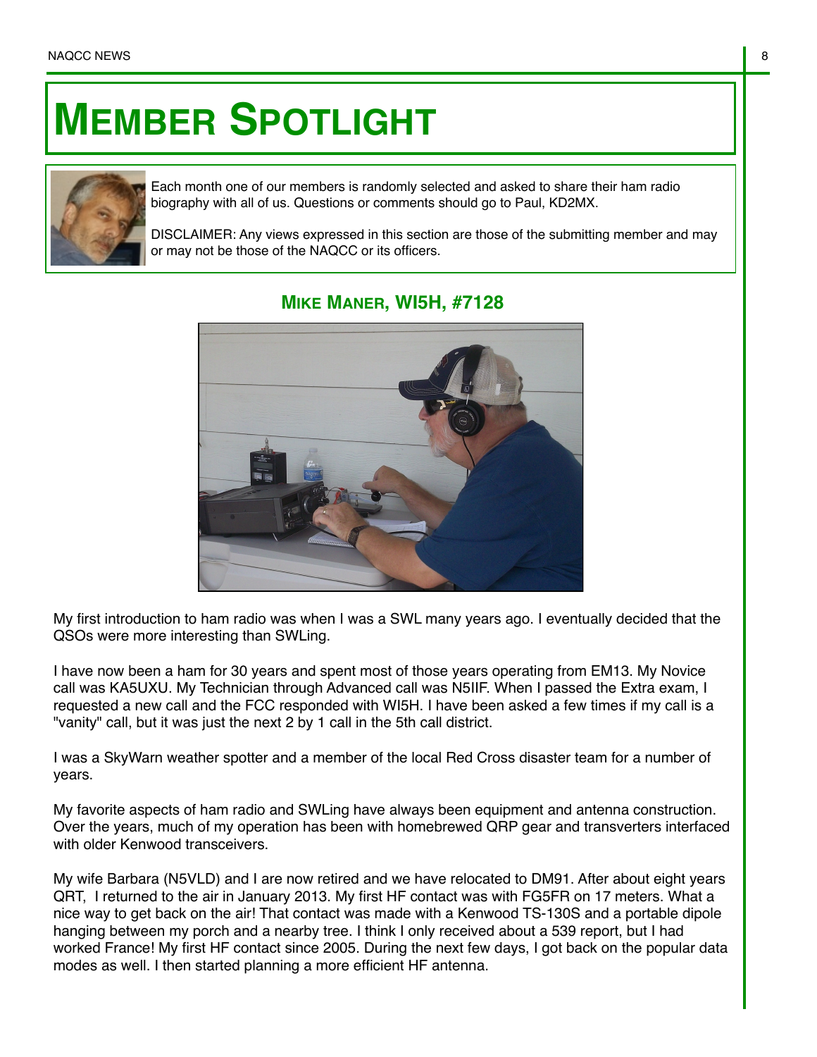# MEMBER SPOTLIGHT

Each month one of our members is randomly selected and asked to share their ham radio biography with all of us. Questions or comments should go to Paul, KD2MX.

DISCLAIMER: Any views expressed in this section are those of the submitting member and may or may not be those of the NAQCC or its officers.

## MIKE MANER, WI5H, #7128

My first introduction to ham radio was when I was a SWL many years ago. I eventually decided that the QSOs were more interesting than SWLing.

I have now been a ham for 30 years and spent most of those years operating from EM13. My Novice call was KA5UXU. My Technician through Advanced call was N5IIF. When I passed the Extra exam, I requested a new call and the FCC responded with WI5H. I have been asked a few times if my call is a "vanity" call, but it was just the next 2 by 1 call in the 5th call district.

I was a SkyWarn weather spotter and a member of the local Red Cross disaster team for a number of years.

My favorite aspects of ham radio and SWLing have always been equipment and antenna construction. Over the years, much of my operation has been with homebrewed QRP gear and transverters interfaced with older Kenwood transceivers.

My wife Barbara (N5VLD) and I are now retired and we have relocated to DM91. After about eight years QRT, I returned to the air in January 2013. My first HF contact was with FG5FR on 17 meters. What a nice way to get back on the air! That contact was made with a Kenwood TS-130S and a portable dipole hanging between my porch and a nearby tree. I think I only received about a 539 report, but I had worked France! My first HF contact since 2005. During the next few days, I got back on the popular data modes as well. I then started planning a more efficient HF antenna.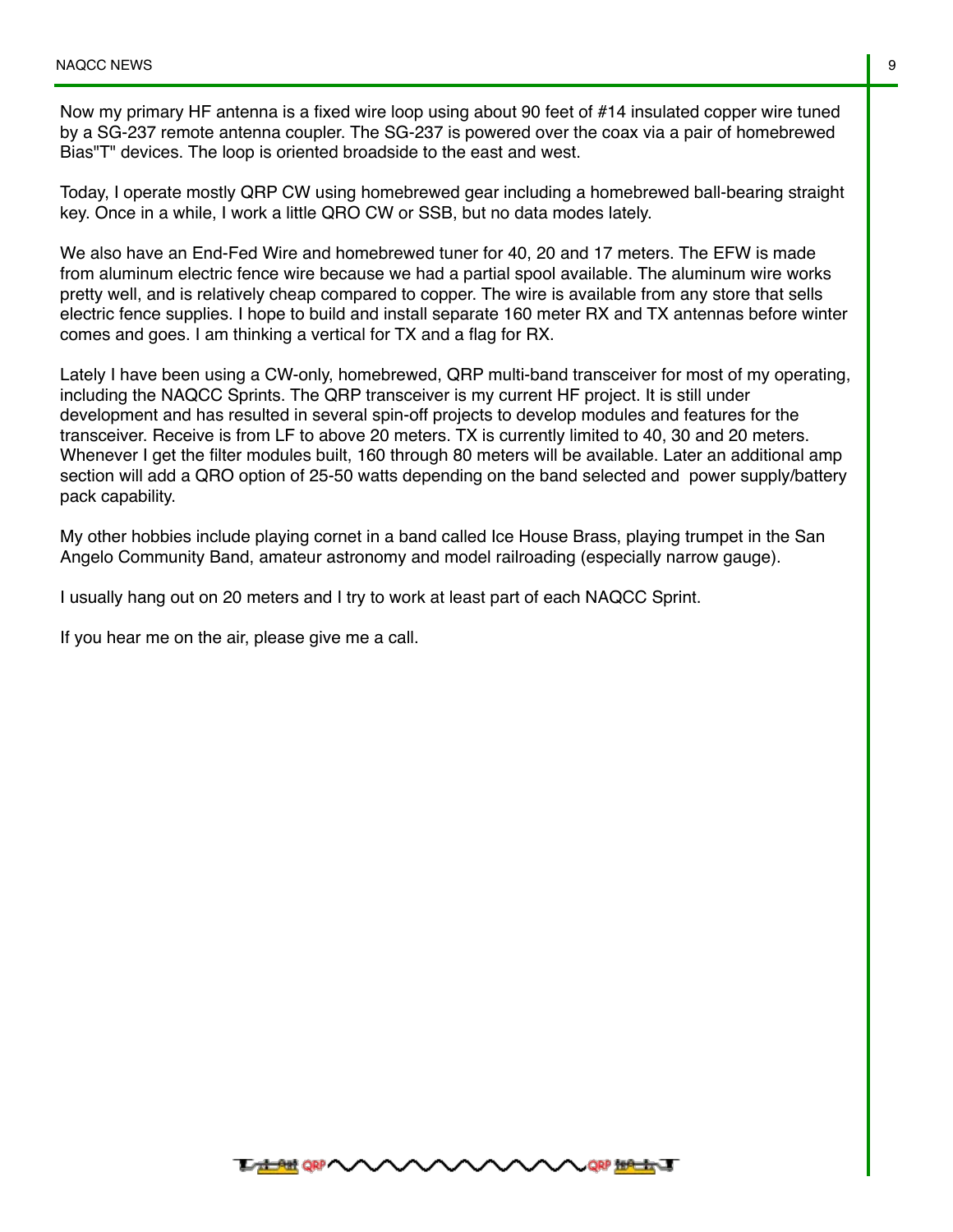Now my primary HF antenna is a fixed wire loop using about 90 feet of #14 insulated copper wire tuned by a SG-237 remote antenna coupler. The SG-237 is powered over the coax via a pair of homebrewed Bias"T" devices. The loop is oriented broadside to the east and west.

Today, I operate mostly QRP CW using homebrewed gear including a homebrewed ball-bearing straight key. Once in a while, I work a little QRO CW or SSB, but no data modes lately.

We also have an End-Fed Wire and homebrewed tuner for 40, 20 and 17 meters. The EFW is made from aluminum electric fence wire because we had a partial spool available. The aluminum wire works pretty well, and is relatively cheap compared to copper. The wire is available from any store that sells electric fence supplies. I hope to build and install separate 160 meter RX and TX antennas before winter comes and goes. I am thinking a vertical for TX and a flag for RX.

Lately I have been using a CW-only, homebrewed, QRP multi-band transceiver for most of my operating, including the NAQCC Sprints. The QRP transceiver is my current HF project. It is still under development and has resulted in several spin-off projects to develop modules and features for the transceiver. Receive is from LF to above 20 meters. TX is currently limited to 40, 30 and 20 meters. Whenever I get the filter modules built, 160 through 80 meters will be available. Later an additional amp section will add a QRO option of 25-50 watts depending on the band selected and power supply/battery pack capability.

My other hobbies include playing cornet in a band called Ice House Brass, playing trumpet in the San Angelo Community Band, amateur astronomy and model railroading (especially narrow gauge).

I usually hang out on 20 meters and I try to work at least part of each NAQCC Sprint.

If you hear me on the air, please give me a call.